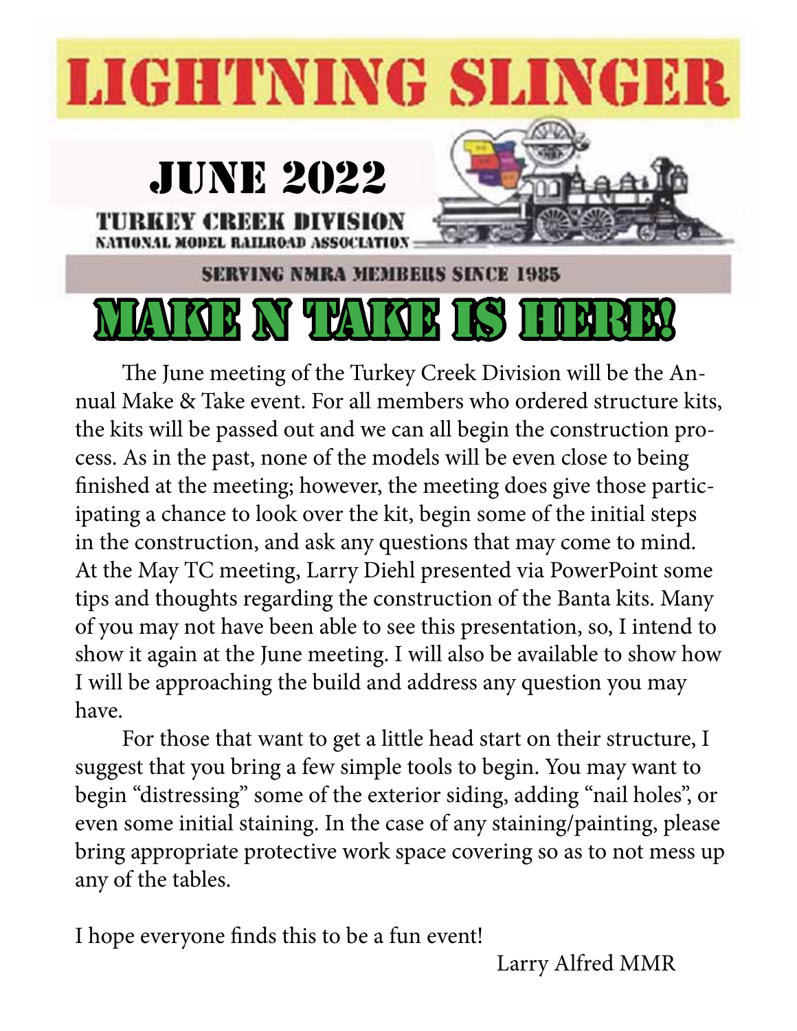# LIGHTNING SLINGER

## JUNE 2022

**TURKEY CREEK DIVISION**
NATIONAL MODEL RAILROAD ASSOCIATION

SERVING NMRA MEMBERS SINCE 1985

# MAKE N TAKE IS HERE!

The June meeting of the Turkey Creek Division will be the Annual Make & Take event. For all members who ordered structure kits, the kits will be passed out and we can all begin the construction process. As in the past, none of the models will be even close to being finished at the meeting; however, the meeting does give those participating a chance to look over the kit, begin some of the initial steps in the construction, and ask any questions that may come to mind. At the May TC meeting, Larry Diehl presented via PowerPoint some tips and thoughts regarding the construction of the Banta kits. Many of you may not have been able to see this presentation, so, I intend to show it again at the June meeting. I will also be available to show how I will be approaching the build and address any question you may have.

For those that want to get a little head start on their structure, I suggest that you bring a few simple tools to begin. You may want to begin "distressing" some of the exterior siding, adding "nail holes", or even some initial staining. In the case of any staining/painting, please bring appropriate protective work space covering so as to not mess up any of the tables.

I hope everyone finds this to be a fun event!

Larry Alfred MMR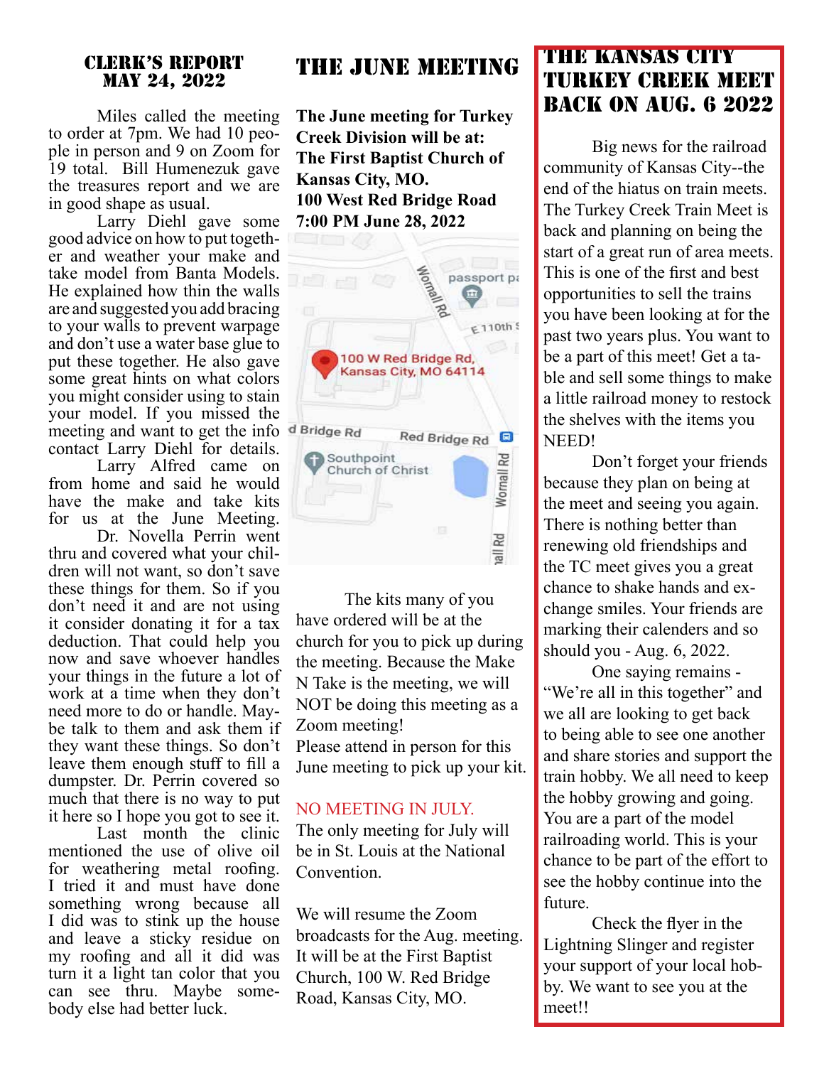## CLERK'S REPORT MAY 24, 2022

Miles called the meeting to order at 7pm. We had 10 people in person and 9 on Zoom for 19 total. Bill Humenezuk gave the treasures report and we are in good shape as usual.

Larry Diehl gave some good advice on how to put together and weather your make and take model from Banta Models. He explained how thin the walls are and suggested you add bracing to your walls to prevent warpage and don't use a water base glue to put these together. He also gave some great hints on what colors you might consider using to stain your model. If you missed the meeting and want to get the info contact Larry Diehl for details.

Larry Alfred came on from home and said he would have the make and take kits for us at the June Meeting.

Dr. Novella Perrin went thru and covered what your children will not want, so don't save these things for them. So if you don't need it and are not using it consider donating it for a tax deduction. That could help you now and save whoever handles your things in the future a lot of work at a time when they don't need more to do or handle. Maybe talk to them and ask them if they want these things. So don't leave them enough stuff to fill a dumpster. Dr. Perrin covered so much that there is no way to put it here so I hope you got to see it.

Last month the clinic mentioned the use of olive oil for weathering metal roofing. I tried it and must have done something wrong because all I did was to stink up the house and leave a sticky residue on my roofing and all it did was turn it a light tan color that you can see thru. Maybe somebody else had better luck.

## THE JUNE MEETING

**The June meeting for Turkey Creek Division will be at: The First Baptist Church of Kansas City, MO.**
**100 West Red Bridge Road**
**7:00 PM June 28, 2022**

100 W Red Bridge Rd, Kansas City, MO 64114

The kits many of you have ordered will be at the church for you to pick up during the meeting. Because the Make N Take is the meeting, we will NOT be doing this meeting as a Zoom meeting!
Please attend in person for this June meeting to pick up your kit.

NO MEETING IN JULY.
The only meeting for July will be in St. Louis at the National Convention.

We will resume the Zoom broadcasts for the Aug. meeting. It will be at the First Baptist Church, 100 W. Red Bridge Road, Kansas City, MO.

## THE KANSAS CITY TURKEY CREEK MEET BACK ON AUG. 6 2022

Big news for the railroad community of Kansas City--the end of the hiatus on train meets. The Turkey Creek Train Meet is back and planning on being the start of a great run of area meets. This is one of the first and best opportunities to sell the trains you have been looking at for the past two years plus. You want to be a part of this meet! Get a table and sell some things to make a little railroad money to restock the shelves with the items you NEED!

Don't forget your friends because they plan on being at the meet and seeing you again. There is nothing better than renewing old friendships and the TC meet gives you a great chance to shake hands and exchange smiles. Your friends are marking their calenders and so should you - Aug. 6, 2022.

One saying remains - "We're all in this together" and we all are looking to get back to being able to see one another and share stories and support the train hobby. We all need to keep the hobby growing and going. You are a part of the model railroading world. This is your chance to be part of the effort to see the hobby continue into the future.

Check the flyer in the Lightning Slinger and register your support of your local hobby. We want to see you at the meet!!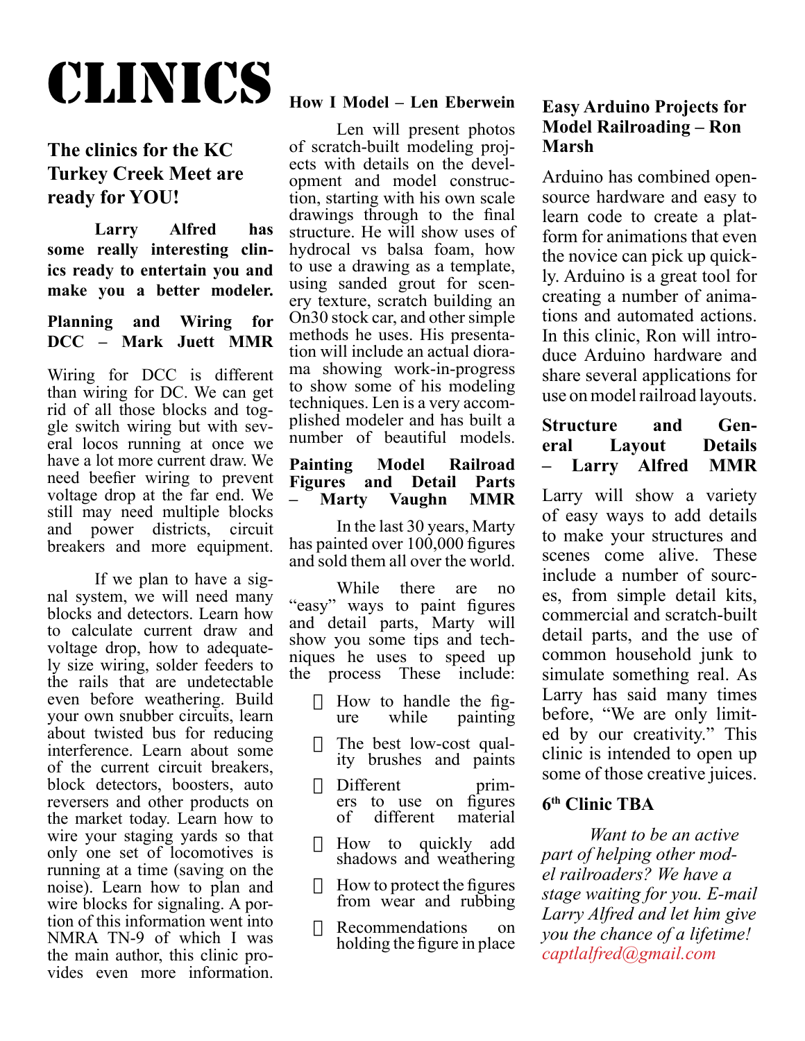# CLINICS

## The clinics for the KC Turkey Creek Meet are ready for YOU!

**Larry Alfred has some really interesting clinics ready to entertain you and make you a better modeler.**

### Planning and Wiring for DCC – Mark Juett MMR

Wiring for DCC is different than wiring for DC. We can get rid of all those blocks and toggle switch wiring but with several locos running at once we have a lot more current draw. We need beefier wiring to prevent voltage drop at the far end. We still may need multiple blocks and power districts, circuit breakers and more equipment.

If we plan to have a signal system, we will need many blocks and detectors. Learn how to calculate current draw and voltage drop, how to adequately size wiring, solder feeders to the rails that are undetectable even before weathering. Build your own snubber circuits, learn about twisted bus for reducing interference. Learn about some of the current circuit breakers, block detectors, boosters, auto reversers and other products on the market today. Learn how to wire your staging yards so that only one set of locomotives is running at a time (saving on the noise). Learn how to plan and wire blocks for signaling. A portion of this information went into NMRA TN-9 of which I was the main author, this clinic provides even more information.

### How I Model – Len Eberwein

Len will present photos of scratch-built modeling projects with details on the development and model construction, starting with his own scale drawings through to the final structure. He will show uses of hydrocal vs balsa foam, how to use a drawing as a template, using sanded grout for scenery texture, scratch building an On30 stock car, and other simple methods he uses. His presentation will include an actual diorama showing work-in-progress to show some of his modeling techniques. Len is a very accomplished modeler and has built a number of beautiful models.

### Painting Model Railroad Figures and Detail Parts – Marty Vaughn MMR

In the last 30 years, Marty has painted over 100,000 figures and sold them all over the world.

While there are no "easy" ways to paint figures and detail parts, Marty will show you some tips and techniques he uses to speed up the process These include:

- How to handle the figure while painting
- The best low-cost quality brushes and paints
- Different primers to use on figures of different material
- How to quickly add shadows and weathering
- How to protect the figures from wear and rubbing
- Recommendations on holding the figure in place

### Easy Arduino Projects for Model Railroading – Ron Marsh

Arduino has combined open-source hardware and easy to learn code to create a platform for animations that even the novice can pick up quickly. Arduino is a great tool for creating a number of animations and automated actions. In this clinic, Ron will introduce Arduino hardware and share several applications for use on model railroad layouts.

### Structure and General Layout Details – Larry Alfred MMR

Larry will show a variety of easy ways to add details to make your structures and scenes come alive. These include a number of sources, from simple detail kits, commercial and scratch-built detail parts, and the use of common household junk to simulate something real. As Larry has said many times before, "We are only limited by our creativity." This clinic is intended to open up some of those creative juices.

### 6th Clinic TBA

*Want to be an active part of helping other model railroaders? We have a stage waiting for you. E-mail Larry Alfred and let him give you the chance of a lifetime!* captlalfred@gmail.com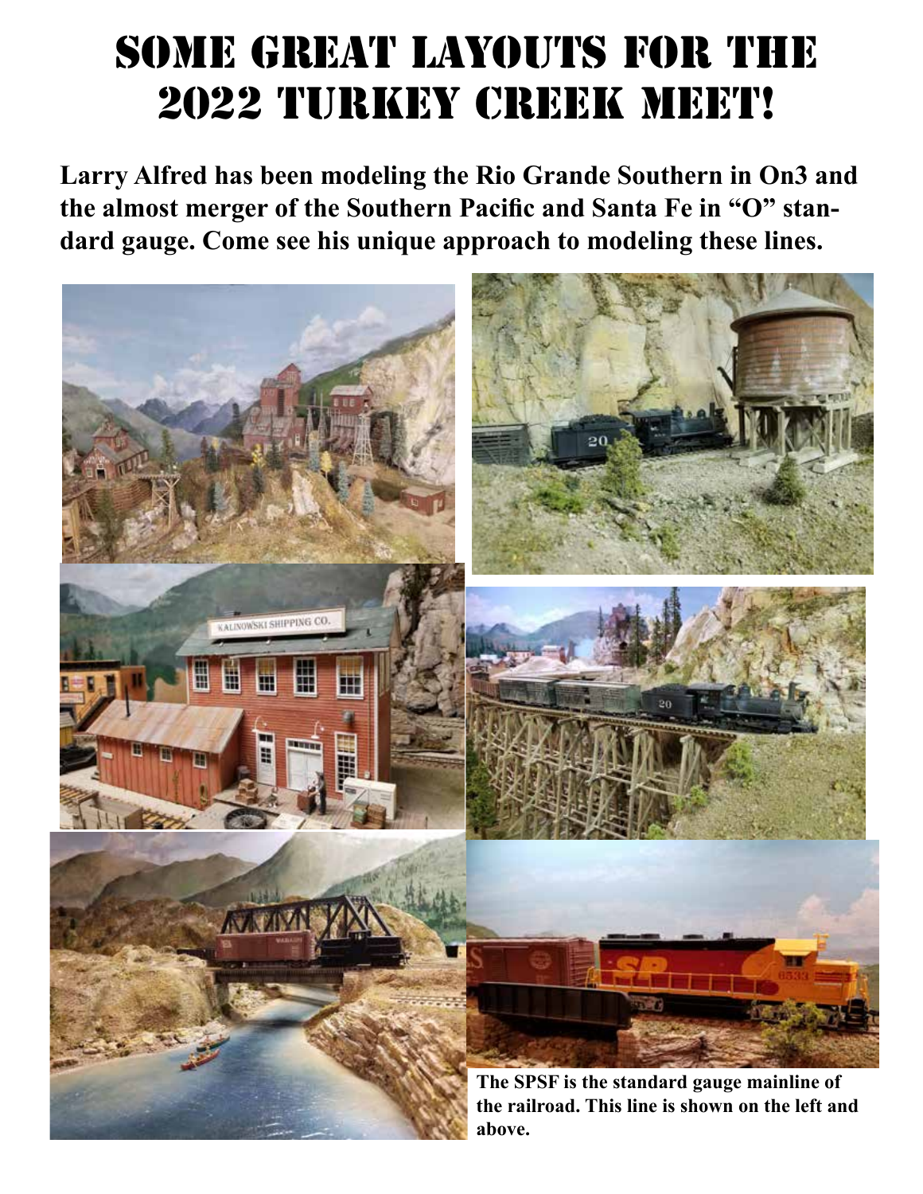# Some Great Layouts for the 2022 Turkey Creek Meet!

**Larry Alfred has been modeling the Rio Grande Southern in On3 and the almost merger of the Southern Pacific and Santa Fe in "O" standard gauge. Come see his unique approach to modeling these lines.**

**The SPSF is the standard gauge mainline of the railroad. This line is shown on the left and above.**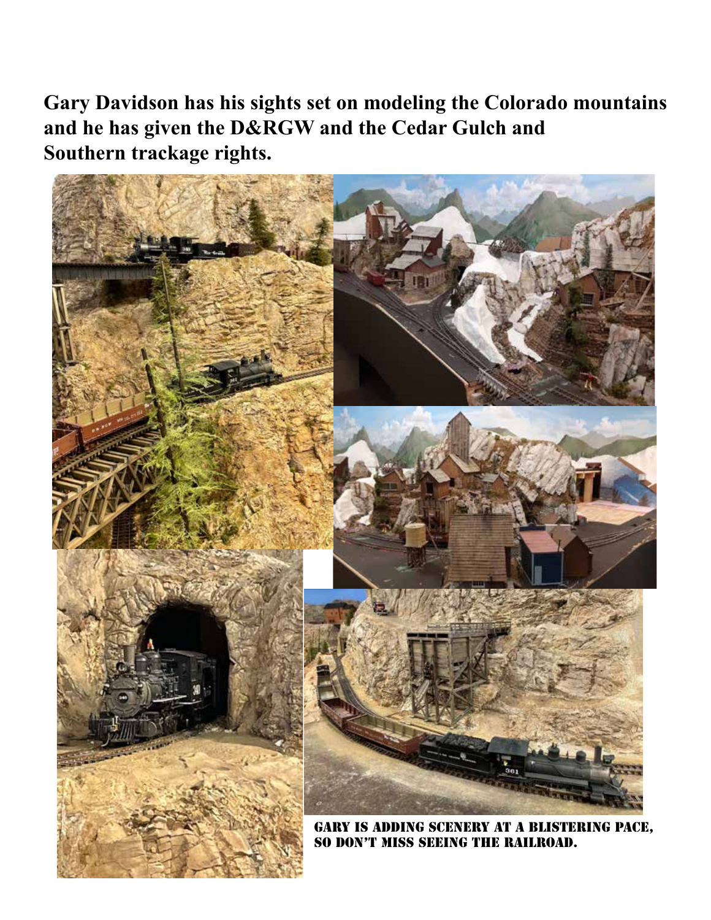**Gary Davidson has his sights set on modeling the Colorado mountains and he has given the D&RGW and the Cedar Gulch and Southern trackage rights.**

GARY IS ADDING SCENERY AT A BLISTERING PACE, SO DON'T MISS SEEING THE RAILROAD.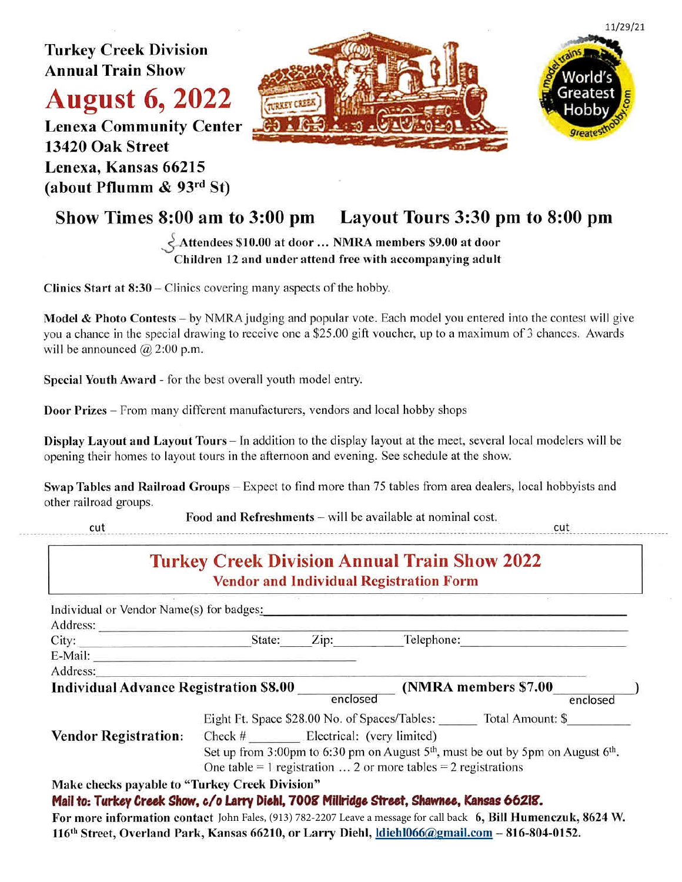11/29/21

**Turkey Creek Division**
**Annual Train Show**

# August 6, 2022

**Lenexa Community Center**
**13420 Oak Street**
**Lenexa, Kansas 66215**
**(about Pflumm & 93rd St)**

## Show Times 8:00 am to 3:00 pm    Layout Tours 3:30 pm to 8:00 pm

**Attendees $10.00 at door … NMRA members $9.00 at door**
**Children 12 and under attend free with accompanying adult**

**Clinics Start at 8:30** – Clinics covering many aspects of the hobby.

**Model & Photo Contests** – by NMRA judging and popular vote. Each model you entered into the contest will give you a chance in the special drawing to receive one a $25.00 gift voucher, up to a maximum of 3 chances. Awards will be announced @ 2:00 p.m.

**Special Youth Award** - for the best overall youth model entry.

**Door Prizes** – From many different manufacturers, vendors and local hobby shops

**Display Layout and Layout Tours** – In addition to the display layout at the meet, several local modelers will be opening their homes to layout tours in the afternoon and evening. See schedule at the show.

**Swap Tables and Railroad Groups** – Expect to find more than 75 tables from area dealers, local hobbyists and other railroad groups.

**Food and Refreshments** – will be available at nominal cost.

cut ------------------------------------------------------------ cut

## Turkey Creek Division Annual Train Show 2022
### Vendor and Individual Registration Form

Individual or Vendor Name(s) for badges: ______________________

Address: ______________________

City: ______________ State: ____ Zip: ________ Telephone: ______________

E-Mail: ______________________

Address: ______________________

**Individual Advance Registration $8.00** ________ enclosed **(NMRA members $7.00** ________ enclosed **)**

**Vendor Registration:**
Eight Ft. Space $28.00 No. of Spaces/Tables: ______ Total Amount: $________
Check # ________ Electrical: (very limited)
Set up from 3:00pm to 6:30 pm on August 5th, must be out by 5pm on August 6th.
One table = 1 registration … 2 or more tables = 2 registrations

**Make checks payable to "Turkey Creek Division"**

**Mail to: Turkey Creek Show, c/o Larry Diehl, 7008 Millridge Street, Shawnee, Kansas 66218.**

**For more information contact** John Fales, (913) 782-2207 Leave a message for call back **6, Bill Humenczuk, 8624 W. 116th Street, Overland Park, Kansas 66210, or Larry Diehl, ldiehl066@gmail.com – 816-804-0152.**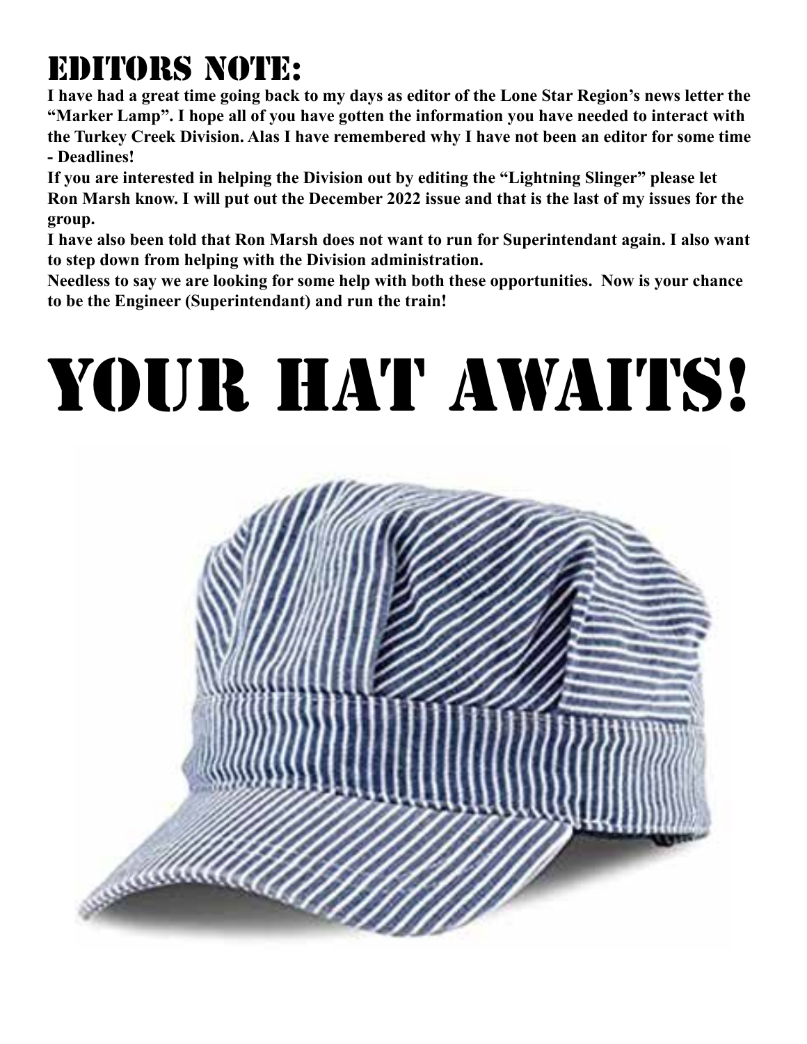# Editors Note:

**I have had a great time going back to my days as editor of the Lone Star Region's news letter the "Marker Lamp". I hope all of you have gotten the information you have needed to interact with the Turkey Creek Division. Alas I have remembered why I have not been an editor for some time - Deadlines!**

**If you are interested in helping the Division out by editing the "Lightning Slinger" please let Ron Marsh know. I will put out the December 2022 issue and that is the last of my issues for the group.**

**I have also been told that Ron Marsh does not want to run for Superintendant again. I also want to step down from helping with the Division administration.**

**Needless to say we are looking for some help with both these opportunities. Now is your chance to be the Engineer (Superintendant) and run the train!**

# Your Hat Awaits!